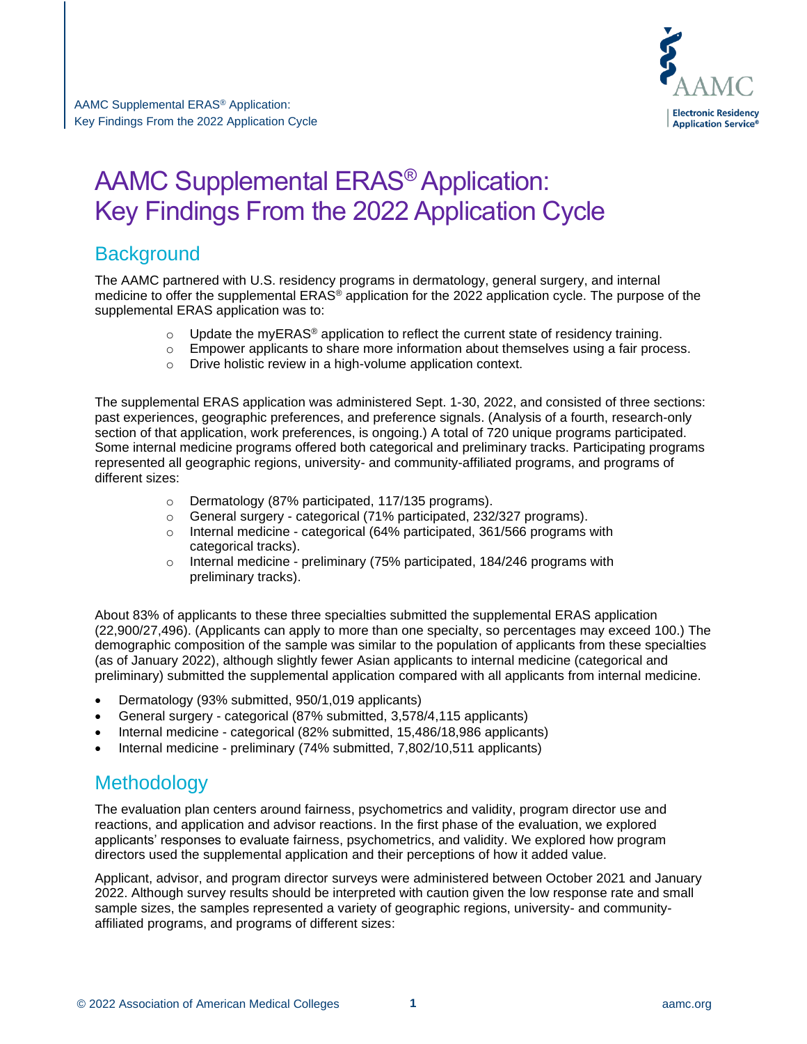// Synthetic data: All values in this table are fabricated and exist only to demonstrate what happens when a synthetic table is being shown.
# AAMC Supplemental ERAS® Application: Key Findings From the 2022 Application Cycle

## Background

The AAMC partnered with U.S. residency programs in dermatology, general surgery, and internal medicine to offer the supplemental ERAS® application for the 2022 application cycle. The purpose of the supplemental ERAS application was to:

- Update the myERAS® application to reflect the current state of residency training.
- Empower applicants to share more information about themselves using a fair process.
- Drive holistic review in a high-volume application context.

The supplemental ERAS application was administered Sept. 1-30, 2022, and consisted of three sections: past experiences, geographic preferences, and preference signals. (Analysis of a fourth, research-only section of that application, work preferences, is ongoing.) A total of 720 unique programs participated. Some internal medicine programs offered both categorical and preliminary tracks. Participating programs represented all geographic regions, university- and community-affiliated programs, and programs of different sizes:

- Dermatology (87% participated, 117/135 programs).
- General surgery - categorical (71% participated, 232/327 programs).
- Internal medicine - categorical (64% participated, 361/566 programs with categorical tracks).
- Internal medicine - preliminary (75% participated, 184/246 programs with preliminary tracks).

About 83% of applicants to these three specialties submitted the supplemental ERAS application (22,900/27,496). (Applicants can apply to more than one specialty, so percentages may exceed 100.) The demographic composition of the sample was similar to the population of applicants from these specialties (as of January 2022), although slightly fewer Asian applicants to internal medicine (categorical and preliminary) submitted the supplemental application compared with all applicants from internal medicine.

- Dermatology (93% submitted, 950/1,019 applicants)
- General surgery - categorical (87% submitted, 3,578/4,115 applicants)
- Internal medicine - categorical (82% submitted, 15,486/18,986 applicants)
- Internal medicine - preliminary (74% submitted, 7,802/10,511 applicants)

## Methodology

The evaluation plan centers around fairness, psychometrics and validity, program director use and reactions, and application and advisor reactions. In the first phase of the evaluation, we explored applicants' responses to evaluate fairness, psychometrics, and validity. We explored how program directors used the supplemental application and their perceptions of how it added value.

Applicant, advisor, and program director surveys were administered between October 2021 and January 2022. Although survey results should be interpreted with caution given the low response rate and small sample sizes, the samples represented a variety of geographic regions, university- and community-affiliated programs, and programs of different sizes: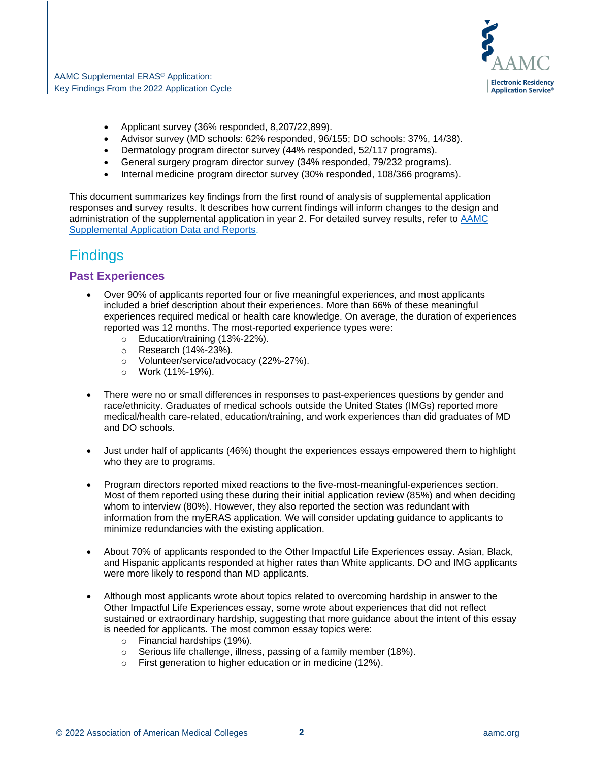- Applicant survey (36% responded, 8,207/22,899).
- Advisor survey (MD schools: 62% responded, 96/155; DO schools: 37%, 14/38).
- Dermatology program director survey (44% responded, 52/117 programs).
- General surgery program director survey (34% responded, 79/232 programs).
- Internal medicine program director survey (30% responded, 108/366 programs).

This document summarizes key findings from the first round of analysis of supplemental application responses and survey results. It describes how current findings will inform changes to the design and administration of the supplemental application in year 2. For detailed survey results, refer to [AAMC Supplemental Application Data and Reports](AAMC Supplemental Application Data and Reports).

## Findings

### Past Experiences

- Over 90% of applicants reported four or five meaningful experiences, and most applicants included a brief description about their experiences. More than 66% of these meaningful experiences required medical or health care knowledge. On average, the duration of experiences reported was 12 months. The most-reported experience types were:
  - Education/training (13%-22%).
  - Research (14%-23%).
  - Volunteer/service/advocacy (22%-27%).
  - Work (11%-19%).

- There were no or small differences in responses to past-experiences questions by gender and race/ethnicity. Graduates of medical schools outside the United States (IMGs) reported more medical/health care-related, education/training, and work experiences than did graduates of MD and DO schools.

- Just under half of applicants (46%) thought the experiences essays empowered them to highlight who they are to programs.

- Program directors reported mixed reactions to the five-most-meaningful-experiences section. Most of them reported using these during their initial application review (85%) and when deciding whom to interview (80%). However, they also reported the section was redundant with information from the myERAS application. We will consider updating guidance to applicants to minimize redundancies with the existing application.

- About 70% of applicants responded to the Other Impactful Life Experiences essay. Asian, Black, and Hispanic applicants responded at higher rates than White applicants. DO and IMG applicants were more likely to respond than MD applicants.

- Although most applicants wrote about topics related to overcoming hardship in answer to the Other Impactful Life Experiences essay, some wrote about experiences that did not reflect sustained or extraordinary hardship, suggesting that more guidance about the intent of this essay is needed for applicants. The most common essay topics were:
  - Financial hardships (19%).
  - Serious life challenge, illness, passing of a family member (18%).
  - First generation to higher education or in medicine (12%).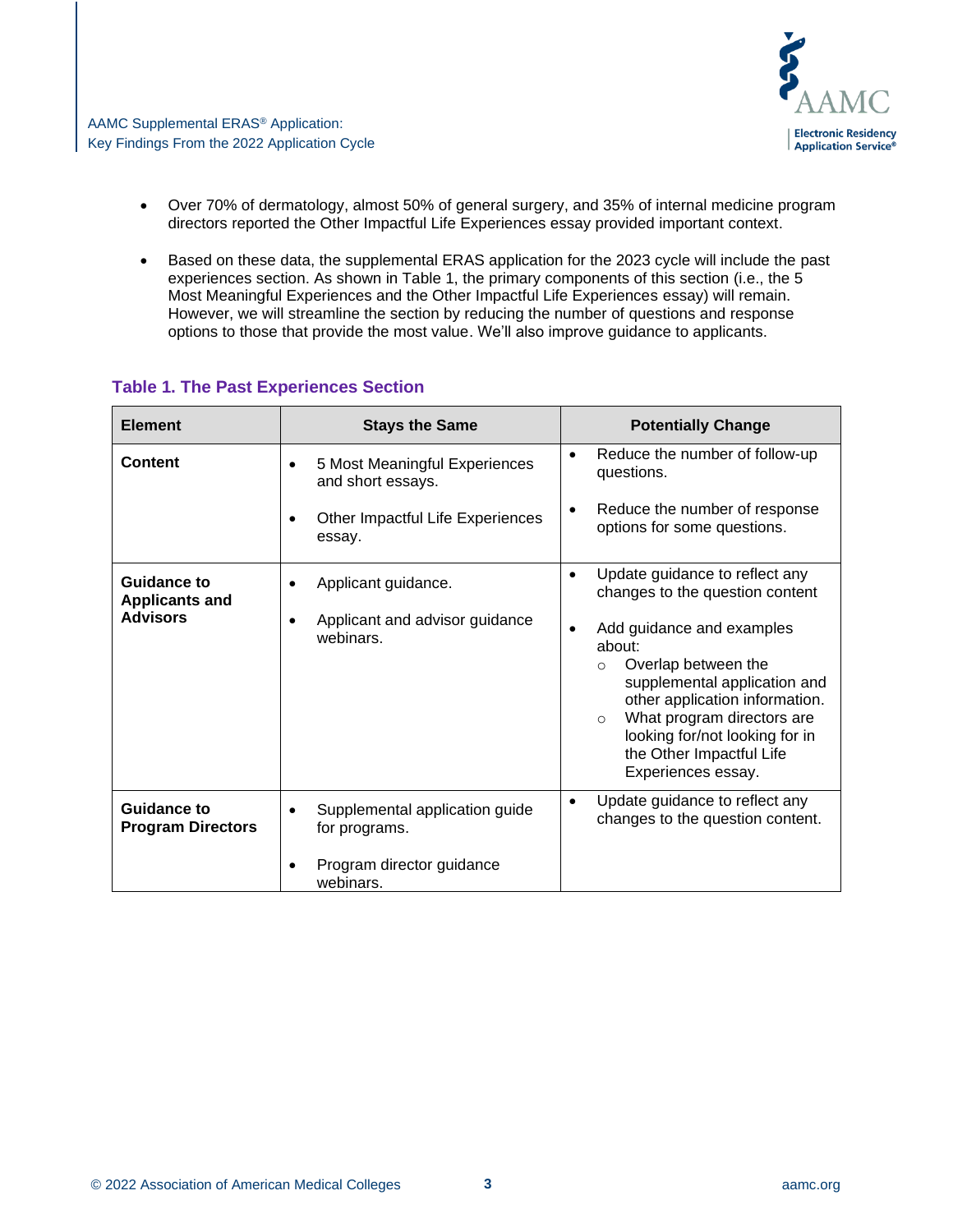- Over 70% of dermatology, almost 50% of general surgery, and 35% of internal medicine program directors reported the Other Impactful Life Experiences essay provided important context.
- Based on these data, the supplemental ERAS application for the 2023 cycle will include the past experiences section. As shown in Table 1, the primary components of this section (i.e., the 5 Most Meaningful Experiences and the Other Impactful Life Experiences essay) will remain. However, we will streamline the section by reducing the number of questions and response options to those that provide the most value. We'll also improve guidance to applicants.

### Table 1. The Past Experiences Section

| Element | Stays the Same | Potentially Change |
|---|---|---|
| **Content** | • 5 Most Meaningful Experiences and short essays.<br>• Other Impactful Life Experiences essay. | • Reduce the number of follow-up questions.<br>• Reduce the number of response options for some questions. |
| **Guidance to Applicants and Advisors** | • Applicant guidance.<br>• Applicant and advisor guidance webinars. | • Update guidance to reflect any changes to the question content<br>• Add guidance and examples about:<br>  ○ Overlap between the supplemental application and other application information.<br>  ○ What program directors are looking for/not looking for in the Other Impactful Life Experiences essay. |
| **Guidance to Program Directors** | • Supplemental application guide for programs.<br>• Program director guidance webinars. | • Update guidance to reflect any changes to the question content. |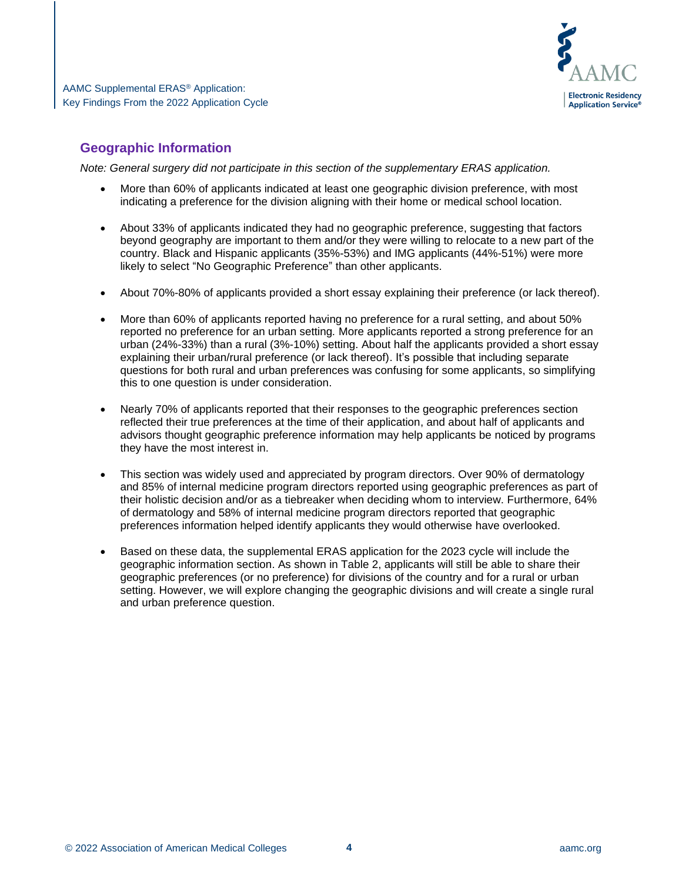## Geographic Information

*Note: General surgery did not participate in this section of the supplementary ERAS application.*

- More than 60% of applicants indicated at least one geographic division preference, with most indicating a preference for the division aligning with their home or medical school location.

- About 33% of applicants indicated they had no geographic preference, suggesting that factors beyond geography are important to them and/or they were willing to relocate to a new part of the country. Black and Hispanic applicants (35%-53%) and IMG applicants (44%-51%) were more likely to select "No Geographic Preference" than other applicants.

- About 70%-80% of applicants provided a short essay explaining their preference (or lack thereof).

- More than 60% of applicants reported having no preference for a rural setting, and about 50% reported no preference for an urban setting. More applicants reported a strong preference for an urban (24%-33%) than a rural (3%-10%) setting. About half the applicants provided a short essay explaining their urban/rural preference (or lack thereof). It's possible that including separate questions for both rural and urban preferences was confusing for some applicants, so simplifying this to one question is under consideration.

- Nearly 70% of applicants reported that their responses to the geographic preferences section reflected their true preferences at the time of their application, and about half of applicants and advisors thought geographic preference information may help applicants be noticed by programs they have the most interest in.

- This section was widely used and appreciated by program directors. Over 90% of dermatology and 85% of internal medicine program directors reported using geographic preferences as part of their holistic decision and/or as a tiebreaker when deciding whom to interview. Furthermore, 64% of dermatology and 58% of internal medicine program directors reported that geographic preferences information helped identify applicants they would otherwise have overlooked.

- Based on these data, the supplemental ERAS application for the 2023 cycle will include the geographic information section. As shown in Table 2, applicants will still be able to share their geographic preferences (or no preference) for divisions of the country and for a rural or urban setting. However, we will explore changing the geographic divisions and will create a single rural and urban preference question.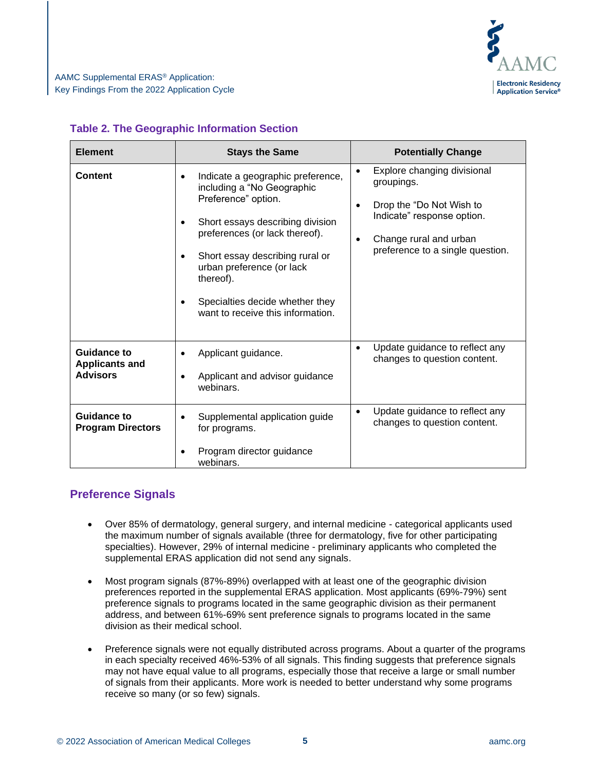### Table 2. The Geographic Information Section

| Element | Stays the Same | Potentially Change |
|---|---|---|
| **Content** | • Indicate a geographic preference, including a "No Geographic Preference" option.<br>• Short essays describing division preferences (or lack thereof).<br>• Short essay describing rural or urban preference (or lack thereof).<br>• Specialties decide whether they want to receive this information. | • Explore changing divisional groupings.<br>• Drop the "Do Not Wish to Indicate" response option.<br>• Change rural and urban preference to a single question. |
| **Guidance to Applicants and Advisors** | • Applicant guidance.<br>• Applicant and advisor guidance webinars. | • Update guidance to reflect any changes to question content. |
| **Guidance to Program Directors** | • Supplemental application guide for programs.<br>• Program director guidance webinars. | • Update guidance to reflect any changes to question content. |

## Preference Signals

- Over 85% of dermatology, general surgery, and internal medicine - categorical applicants used the maximum number of signals available (three for dermatology, five for other participating specialties). However, 29% of internal medicine - preliminary applicants who completed the supplemental ERAS application did not send any signals.

- Most program signals (87%-89%) overlapped with at least one of the geographic division preferences reported in the supplemental ERAS application. Most applicants (69%-79%) sent preference signals to programs located in the same geographic division as their permanent address, and between 61%-69% sent preference signals to programs located in the same division as their medical school.

- Preference signals were not equally distributed across programs. About a quarter of the programs in each specialty received 46%-53% of all signals. This finding suggests that preference signals may not have equal value to all programs, especially those that receive a large or small number of signals from their applicants. More work is needed to better understand why some programs receive so many (or so few) signals.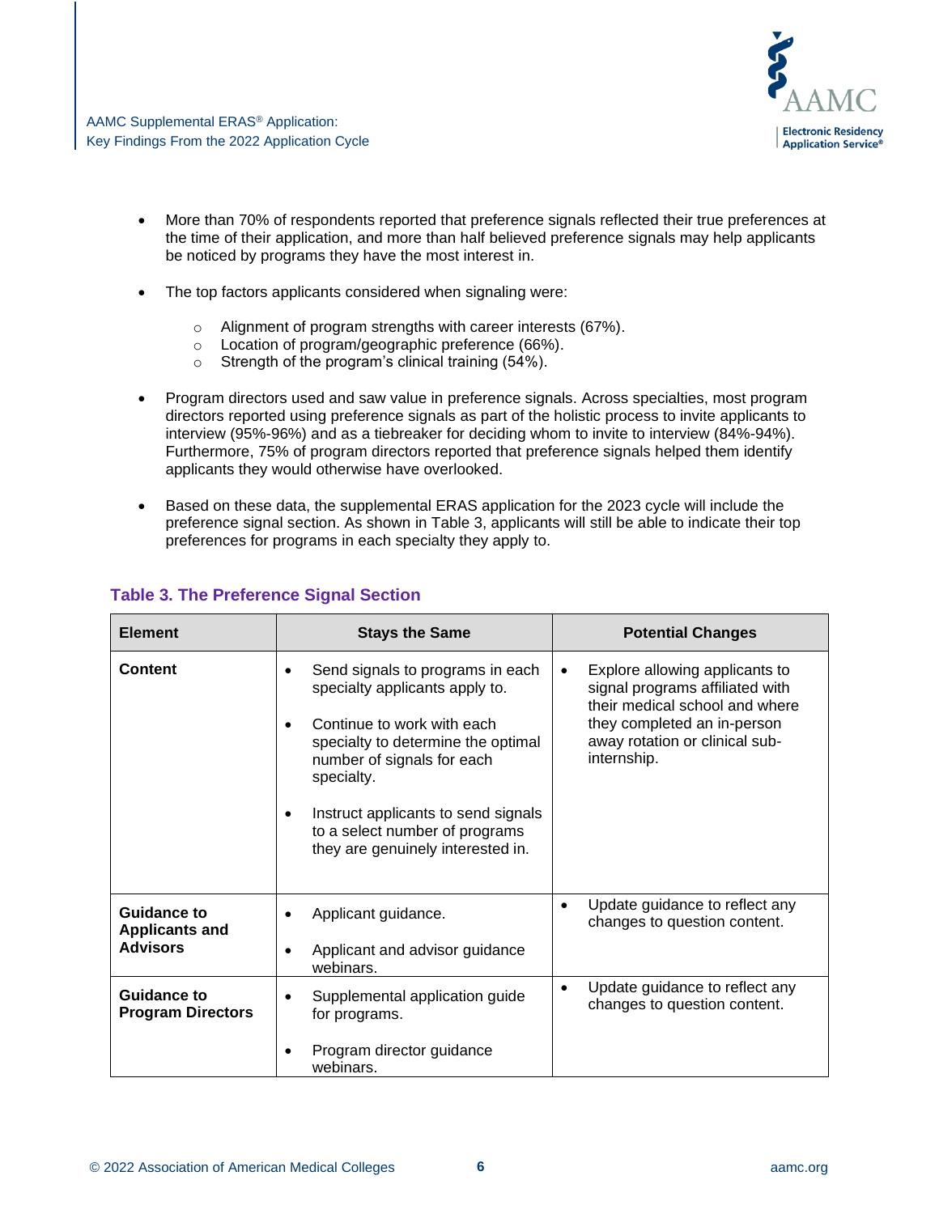- More than 70% of respondents reported that preference signals reflected their true preferences at the time of their application, and more than half believed preference signals may help applicants be noticed by programs they have the most interest in.

- The top factors applicants considered when signaling were:

  - Alignment of program strengths with career interests (67%).
  - Location of program/geographic preference (66%).
  - Strength of the program's clinical training (54%).

- Program directors used and saw value in preference signals. Across specialties, most program directors reported using preference signals as part of the holistic process to invite applicants to interview (95%-96%) and as a tiebreaker for deciding whom to invite to interview (84%-94%). Furthermore, 75% of program directors reported that preference signals helped them identify applicants they would otherwise have overlooked.

- Based on these data, the supplemental ERAS application for the 2023 cycle will include the preference signal section. As shown in Table 3, applicants will still be able to indicate their top preferences for programs in each specialty they apply to.

### Table 3. The Preference Signal Section

| Element | Stays the Same | Potential Changes |
|---|---|---|
| **Content** | • Send signals to programs in each specialty applicants apply to.<br>• Continue to work with each specialty to determine the optimal number of signals for each specialty.<br>• Instruct applicants to send signals to a select number of programs they are genuinely interested in. | • Explore allowing applicants to signal programs affiliated with their medical school and where they completed an in-person away rotation or clinical sub-internship. |
| **Guidance to Applicants and Advisors** | • Applicant guidance.<br>• Applicant and advisor guidance webinars. | • Update guidance to reflect any changes to question content. |
| **Guidance to Program Directors** | • Supplemental application guide for programs.<br>• Program director guidance webinars. | • Update guidance to reflect any changes to question content. |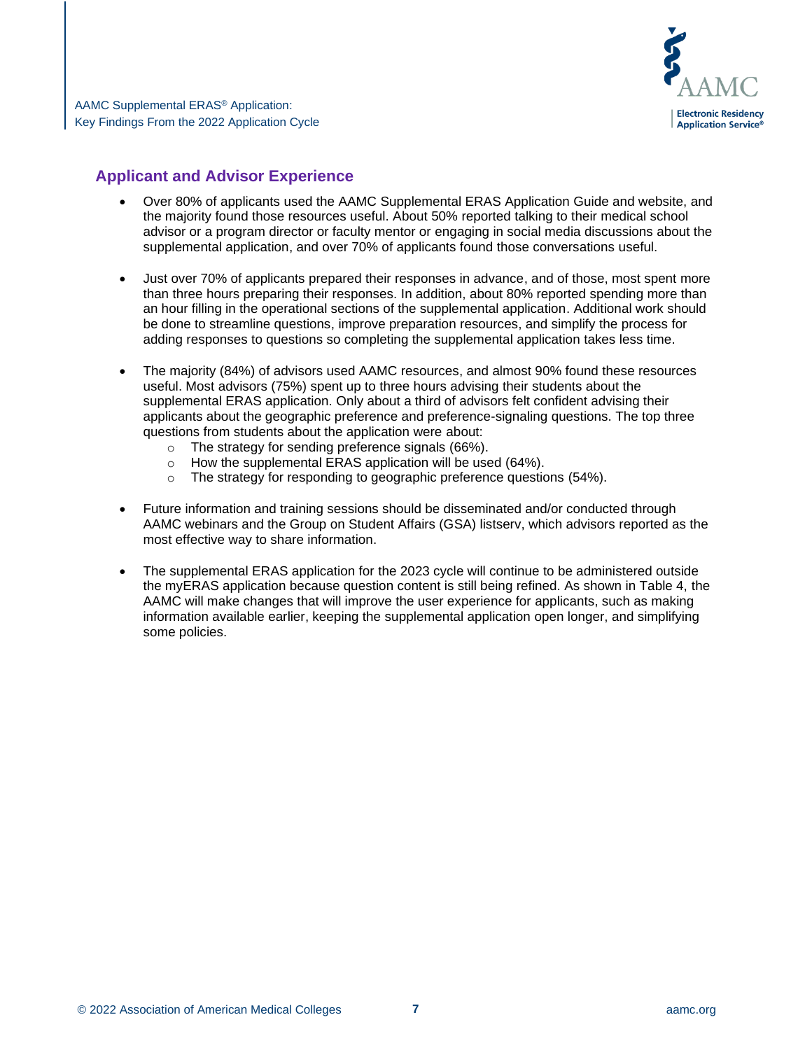## Applicant and Advisor Experience

- Over 80% of applicants used the AAMC Supplemental ERAS Application Guide and website, and the majority found those resources useful. About 50% reported talking to their medical school advisor or a program director or faculty mentor or engaging in social media discussions about the supplemental application, and over 70% of applicants found those conversations useful.

- Just over 70% of applicants prepared their responses in advance, and of those, most spent more than three hours preparing their responses. In addition, about 80% reported spending more than an hour filling in the operational sections of the supplemental application. Additional work should be done to streamline questions, improve preparation resources, and simplify the process for adding responses to questions so completing the supplemental application takes less time.

- The majority (84%) of advisors used AAMC resources, and almost 90% found these resources useful. Most advisors (75%) spent up to three hours advising their students about the supplemental ERAS application. Only about a third of advisors felt confident advising their applicants about the geographic preference and preference-signaling questions. The top three questions from students about the application were about:
  - The strategy for sending preference signals (66%).
  - How the supplemental ERAS application will be used (64%).
  - The strategy for responding to geographic preference questions (54%).

- Future information and training sessions should be disseminated and/or conducted through AAMC webinars and the Group on Student Affairs (GSA) listserv, which advisors reported as the most effective way to share information.

- The supplemental ERAS application for the 2023 cycle will continue to be administered outside the myERAS application because question content is still being refined. As shown in Table 4, the AAMC will make changes that will improve the user experience for applicants, such as making information available earlier, keeping the supplemental application open longer, and simplifying some policies.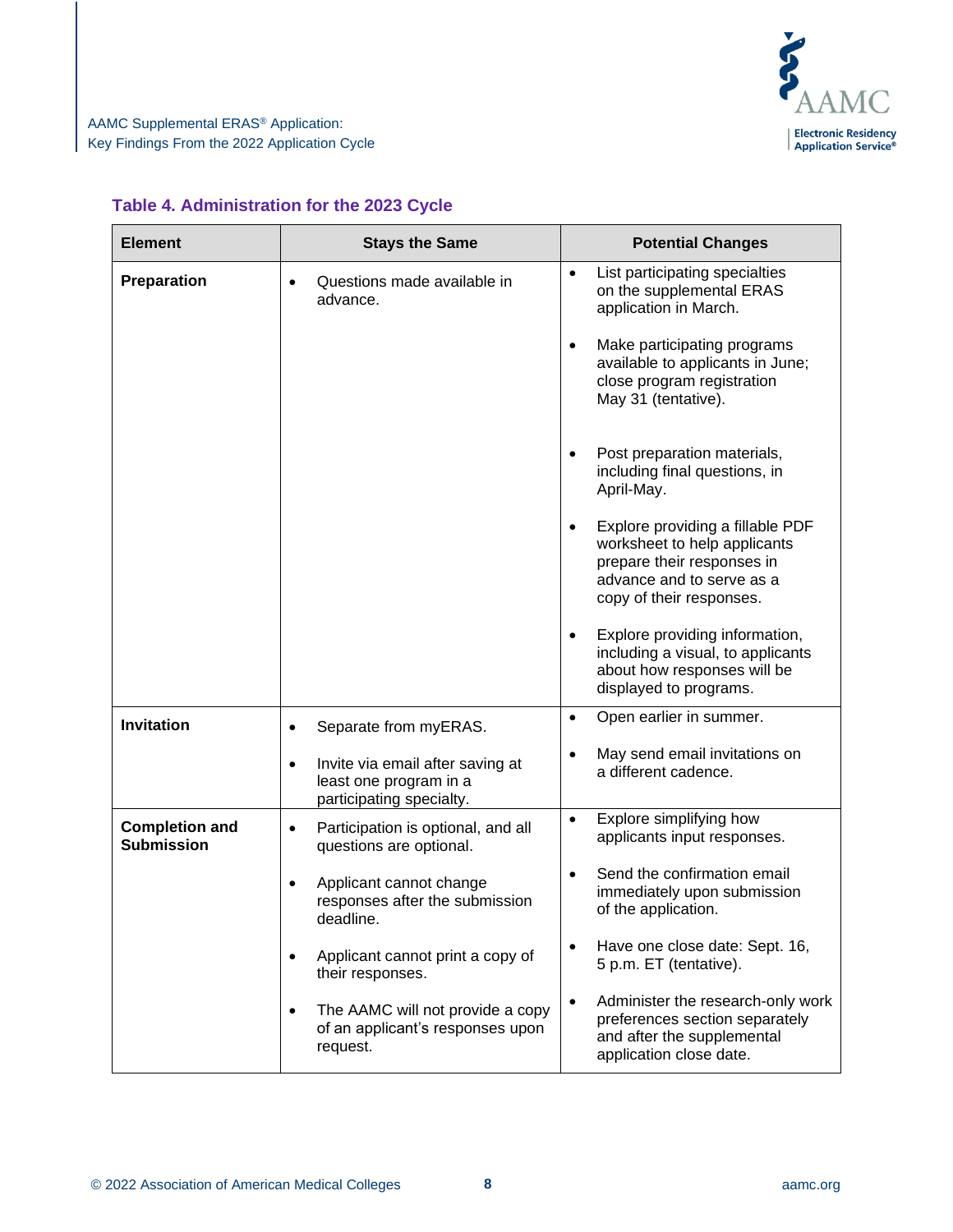### Table 4. Administration for the 2023 Cycle

| Element | Stays the Same | Potential Changes |
|---|---|---|
| **Preparation** | • Questions made available in advance. | • List participating specialties on the supplemental ERAS application in March.<br>• Make participating programs available to applicants in June; close program registration May 31 (tentative).<br>• Post preparation materials, including final questions, in April-May.<br>• Explore providing a fillable PDF worksheet to help applicants prepare their responses in advance and to serve as a copy of their responses.<br>• Explore providing information, including a visual, to applicants about how responses will be displayed to programs. |
| **Invitation** | • Separate from myERAS.<br>• Invite via email after saving at least one program in a participating specialty. | • Open earlier in summer.<br>• May send email invitations on a different cadence. |
| **Completion and Submission** | • Participation is optional, and all questions are optional.<br>• Applicant cannot change responses after the submission deadline.<br>• Applicant cannot print a copy of their responses.<br>• The AAMC will not provide a copy of an applicant's responses upon request. | • Explore simplifying how applicants input responses.<br>• Send the confirmation email immediately upon submission of the application.<br>• Have one close date: Sept. 16, 5 p.m. ET (tentative).<br>• Administer the research-only work preferences section separately and after the supplemental application close date. |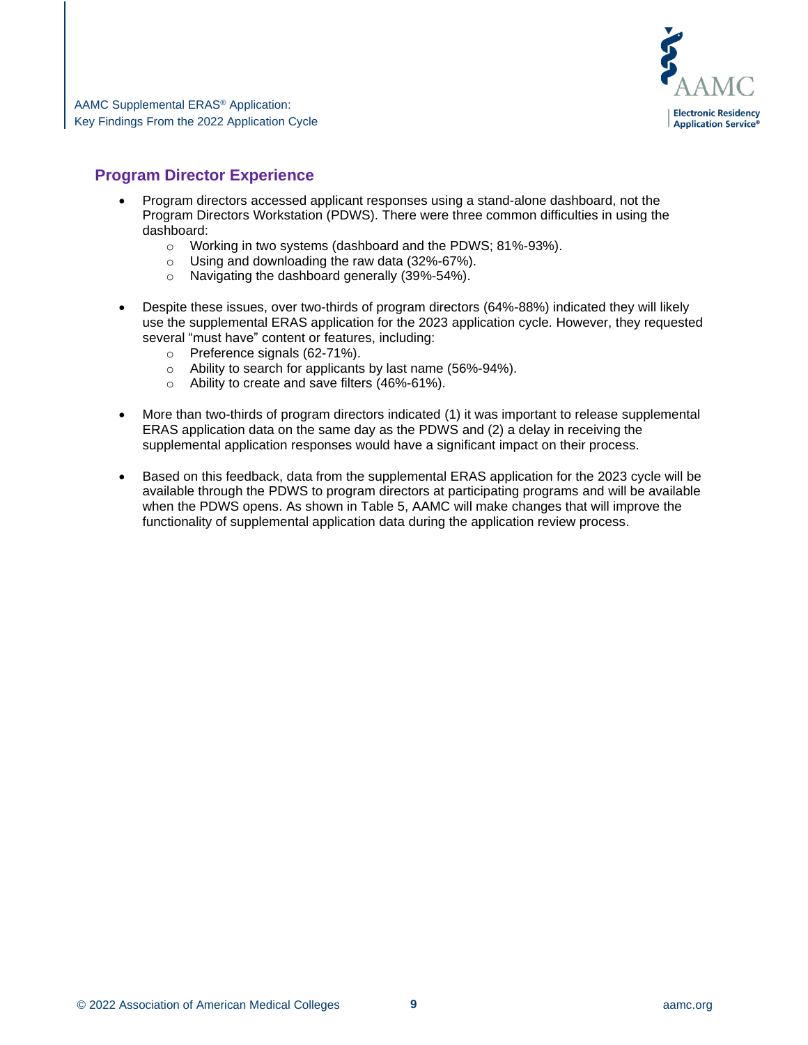## Program Director Experience

- Program directors accessed applicant responses using a stand-alone dashboard, not the Program Directors Workstation (PDWS). There were three common difficulties in using the dashboard:
  - Working in two systems (dashboard and the PDWS; 81%-93%).
  - Using and downloading the raw data (32%-67%).
  - Navigating the dashboard generally (39%-54%).

- Despite these issues, over two-thirds of program directors (64%-88%) indicated they will likely use the supplemental ERAS application for the 2023 application cycle. However, they requested several "must have" content or features, including:
  - Preference signals (62-71%).
  - Ability to search for applicants by last name (56%-94%).
  - Ability to create and save filters (46%-61%).

- More than two-thirds of program directors indicated (1) it was important to release supplemental ERAS application data on the same day as the PDWS and (2) a delay in receiving the supplemental application responses would have a significant impact on their process.

- Based on this feedback, data from the supplemental ERAS application for the 2023 cycle will be available through the PDWS to program directors at participating programs and will be available when the PDWS opens. As shown in Table 5, AAMC will make changes that will improve the functionality of supplemental application data during the application review process.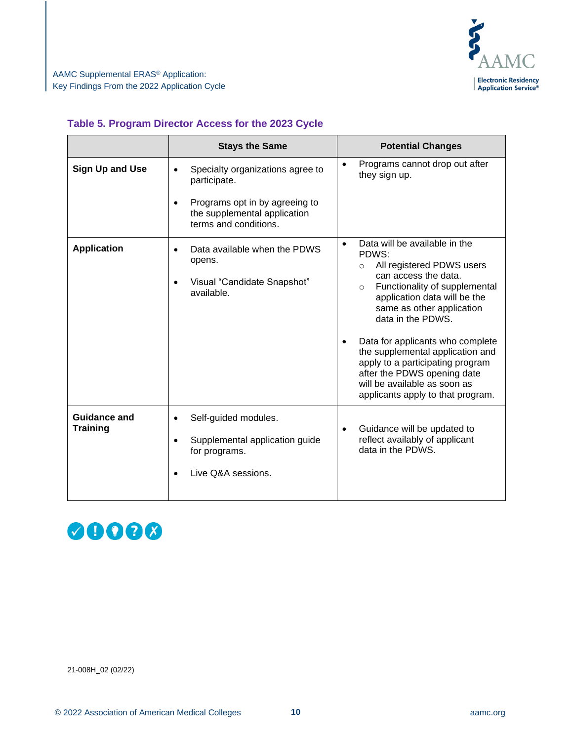### Table 5. Program Director Access for the 2023 Cycle

| | Stays the Same | Potential Changes |
|---|---|---|
| **Sign Up and Use** | • Specialty organizations agree to participate.<br>• Programs opt in by agreeing to the supplemental application terms and conditions. | • Programs cannot drop out after they sign up. |
| **Application** | • Data available when the PDWS opens.<br>• Visual "Candidate Snapshot" available. | • Data will be available in the PDWS:<br>○ All registered PDWS users can access the data.<br>○ Functionality of supplemental application data will be the same as other application data in the PDWS.<br>• Data for applicants who complete the supplemental application and apply to a participating program after the PDWS opening date will be available as soon as applicants apply to that program. |
| **Guidance and Training** | • Self-guided modules.<br>• Supplemental application guide for programs.<br>• Live Q&A sessions. | • Guidance will be updated to reflect availably of applicant data in the PDWS. |

21-008H_02 (02/22)